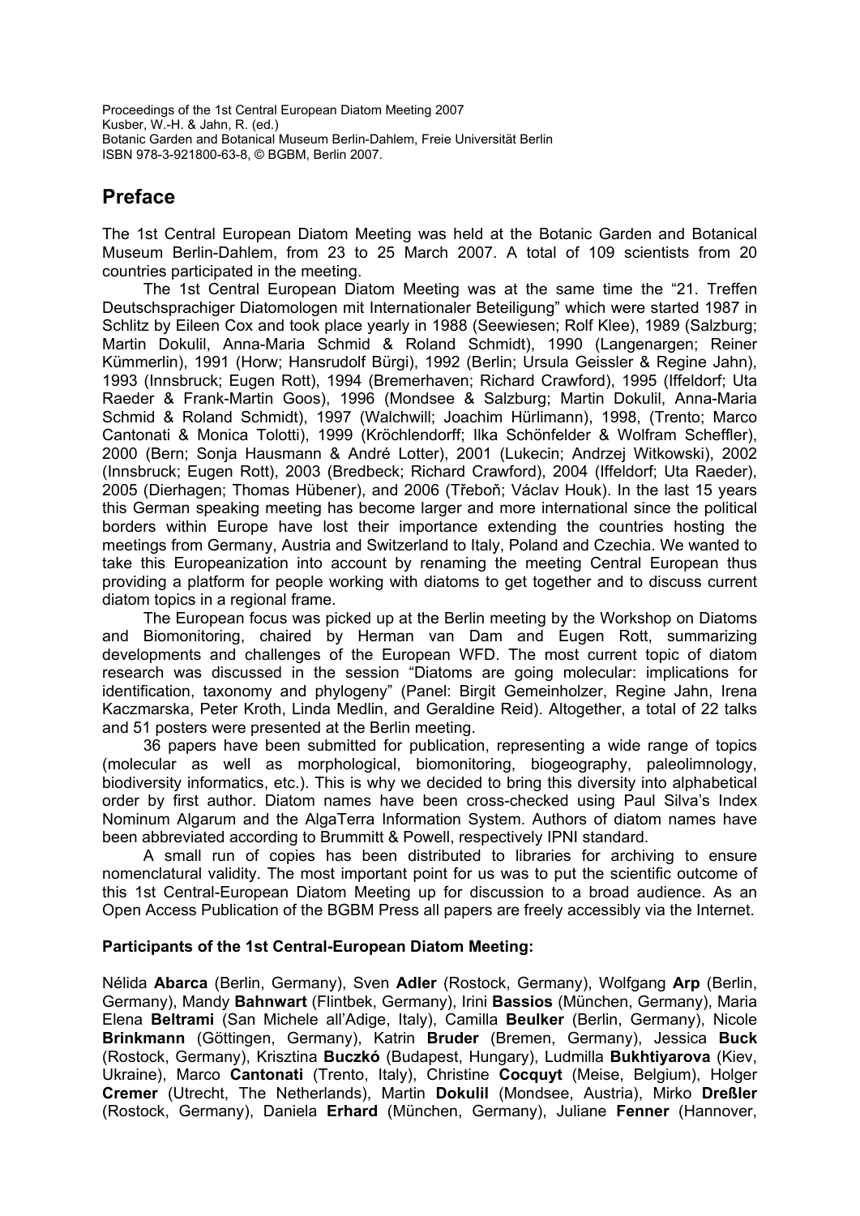Proceedings of the 1st Central European Diatom Meeting 2007
Kusber, W.-H. & Jahn, R. (ed.)
Botanic Garden and Botanical Museum Berlin-Dahlem, Freie Universität Berlin
ISBN 978-3-921800-63-8, © BGBM, Berlin 2007.

# Preface

The 1st Central European Diatom Meeting was held at the Botanic Garden and Botanical Museum Berlin-Dahlem, from 23 to 25 March 2007. A total of 109 scientists from 20 countries participated in the meeting.

The 1st Central European Diatom Meeting was at the same time the "21. Treffen Deutschsprachiger Diatomologen mit Internationaler Beteiligung" which were started 1987 in Schlitz by Eileen Cox and took place yearly in 1988 (Seewiesen; Rolf Klee), 1989 (Salzburg; Martin Dokulil, Anna-Maria Schmid & Roland Schmidt), 1990 (Langenargen; Reiner Kümmerlin), 1991 (Horw; Hansrudolf Bürgi), 1992 (Berlin; Ursula Geissler & Regine Jahn), 1993 (Innsbruck; Eugen Rott), 1994 (Bremerhaven; Richard Crawford), 1995 (Iffeldorf; Uta Raeder & Frank-Martin Goos), 1996 (Mondsee & Salzburg; Martin Dokulil, Anna-Maria Schmid & Roland Schmidt), 1997 (Walchwill; Joachim Hürlimann), 1998, (Trento; Marco Cantonati & Monica Tolotti), 1999 (Kröchlendorff; Ilka Schönfelder & Wolfram Scheffler), 2000 (Bern; Sonja Hausmann & André Lotter), 2001 (Lukecin; Andrzej Witkowski), 2002 (Innsbruck; Eugen Rott), 2003 (Bredbeck; Richard Crawford), 2004 (Iffeldorf; Uta Raeder), 2005 (Dierhagen; Thomas Hübener), and 2006 (Třeboň; Václav Houk). In the last 15 years this German speaking meeting has become larger and more international since the political borders within Europe have lost their importance extending the countries hosting the meetings from Germany, Austria and Switzerland to Italy, Poland and Czechia. We wanted to take this Europeanization into account by renaming the meeting Central European thus providing a platform for people working with diatoms to get together and to discuss current diatom topics in a regional frame.

The European focus was picked up at the Berlin meeting by the Workshop on Diatoms and Biomonitoring, chaired by Herman van Dam and Eugen Rott, summarizing developments and challenges of the European WFD. The most current topic of diatom research was discussed in the session "Diatoms are going molecular: implications for identification, taxonomy and phylogeny" (Panel: Birgit Gemeinholzer, Regine Jahn, Irena Kaczmarska, Peter Kroth, Linda Medlin, and Geraldine Reid). Altogether, a total of 22 talks and 51 posters were presented at the Berlin meeting.

36 papers have been submitted for publication, representing a wide range of topics (molecular as well as morphological, biomonitoring, biogeography, paleolimnology, biodiversity informatics, etc.). This is why we decided to bring this diversity into alphabetical order by first author. Diatom names have been cross-checked using Paul Silva's Index Nominum Algarum and the AlgaTerra Information System. Authors of diatom names have been abbreviated according to Brummitt & Powell, respectively IPNI standard.

A small run of copies has been distributed to libraries for archiving to ensure nomenclatural validity. The most important point for us was to put the scientific outcome of this 1st Central-European Diatom Meeting up for discussion to a broad audience. As an Open Access Publication of the BGBM Press all papers are freely accessibly via the Internet.

**Participants of the 1st Central-European Diatom Meeting:**

Nélida **Abarca** (Berlin, Germany), Sven **Adler** (Rostock, Germany), Wolfgang **Arp** (Berlin, Germany), Mandy **Bahnwart** (Flintbek, Germany), Irini **Bassios** (München, Germany), Maria Elena **Beltrami** (San Michele all'Adige, Italy), Camilla **Beulker** (Berlin, Germany), Nicole **Brinkmann** (Göttingen, Germany), Katrin **Bruder** (Bremen, Germany), Jessica **Buck** (Rostock, Germany), Krisztina **Buczkó** (Budapest, Hungary), Ludmilla **Bukhtiyarova** (Kiev, Ukraine), Marco **Cantonati** (Trento, Italy), Christine **Cocquyt** (Meise, Belgium), Holger **Cremer** (Utrecht, The Netherlands), Martin **Dokulil** (Mondsee, Austria), Mirko **Dreßler** (Rostock, Germany), Daniela **Erhard** (München, Germany), Juliane **Fenner** (Hannover,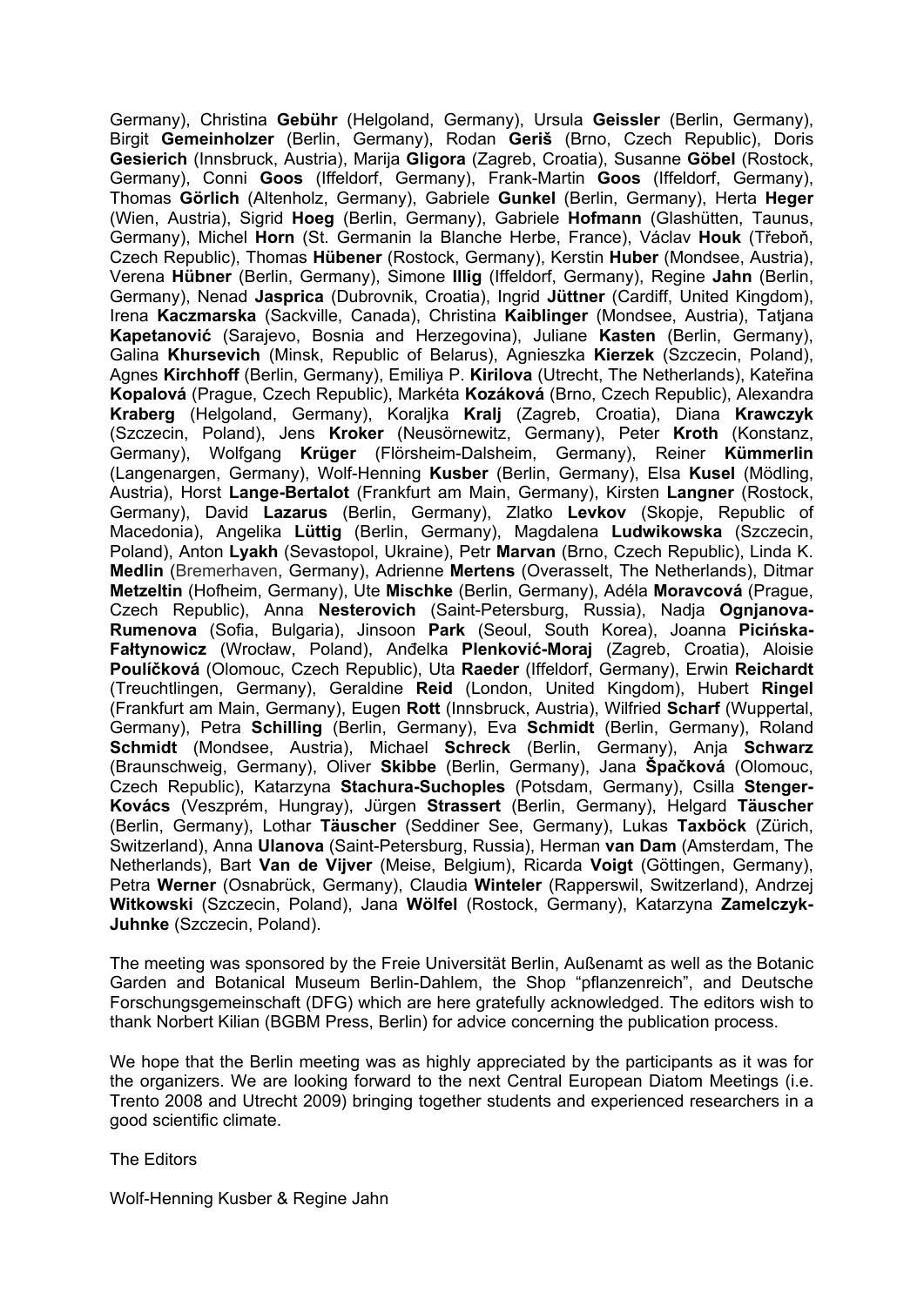Germany), Christina **Gebühr** (Helgoland, Germany), Ursula **Geissler** (Berlin, Germany), Birgit **Gemeinholzer** (Berlin, Germany), Rodan **Geriš** (Brno, Czech Republic), Doris **Gesierich** (Innsbruck, Austria), Marija **Gligora** (Zagreb, Croatia), Susanne **Göbel** (Rostock, Germany), Conni **Goos** (Iffeldorf, Germany), Frank-Martin **Goos** (Iffeldorf, Germany), Thomas **Görlich** (Altenholz, Germany), Gabriele **Gunkel** (Berlin, Germany), Herta **Heger** (Wien, Austria), Sigrid **Hoeg** (Berlin, Germany), Gabriele **Hofmann** (Glashütten, Taunus, Germany), Michel **Horn** (St. Germanin la Blanche Herbe, France), Václav **Houk** (Třeboň, Czech Republic), Thomas **Hübener** (Rostock, Germany), Kerstin **Huber** (Mondsee, Austria), Verena **Hübner** (Berlin, Germany), Simone **Illig** (Iffeldorf, Germany), Regine **Jahn** (Berlin, Germany), Nenad **Jasprica** (Dubrovnik, Croatia), Ingrid **Jüttner** (Cardiff, United Kingdom), Irena **Kaczmarska** (Sackville, Canada), Christina **Kaiblinger** (Mondsee, Austria), Tatjana **Kapetanović** (Sarajevo, Bosnia and Herzegovina), Juliane **Kasten** (Berlin, Germany), Galina **Khursevich** (Minsk, Republic of Belarus), Agnieszka **Kierzek** (Szczecin, Poland), Agnes **Kirchhoff** (Berlin, Germany), Emiliya P. **Kirilova** (Utrecht, The Netherlands), Kateřina **Kopalová** (Prague, Czech Republic), Markéta **Kozáková** (Brno, Czech Republic), Alexandra **Kraberg** (Helgoland, Germany), Koraljka **Kralj** (Zagreb, Croatia), Diana **Krawczyk** (Szczecin, Poland), Jens **Kroker** (Neusörnewitz, Germany), Peter **Kroth** (Konstanz, Germany), Wolfgang **Krüger** (Flörsheim-Dalsheim, Germany), Reiner **Kümmerlin** (Langenargen, Germany), Wolf-Henning **Kusber** (Berlin, Germany), Elsa **Kusel** (Mödling, Austria), Horst **Lange-Bertalot** (Frankfurt am Main, Germany), Kirsten **Langner** (Rostock, Germany), David **Lazarus** (Berlin, Germany), Zlatko **Levkov** (Skopje, Republic of Macedonia), Angelika **Lüttig** (Berlin, Germany), Magdalena **Ludwikowska** (Szczecin, Poland), Anton **Lyakh** (Sevastopol, Ukraine), Petr **Marvan** (Brno, Czech Republic), Linda K. **Medlin** (Bremerhaven, Germany), Adrienne **Mertens** (Overasselt, The Netherlands), Ditmar **Metzeltin** (Hofheim, Germany), Ute **Mischke** (Berlin, Germany), Adéla **Moravcová** (Prague, Czech Republic), Anna **Nesterovich** (Saint-Petersburg, Russia), Nadja **Ognjanova-Rumenova** (Sofia, Bulgaria), Jinsoon **Park** (Seoul, South Korea), Joanna **Picińska-Fałtynowicz** (Wrocław, Poland), Anđelka **Plenković-Moraj** (Zagreb, Croatia), Aloisie **Poulíčková** (Olomouc, Czech Republic), Uta **Raeder** (Iffeldorf, Germany), Erwin **Reichardt** (Treuchtlingen, Germany), Geraldine **Reid** (London, United Kingdom), Hubert **Ringel** (Frankfurt am Main, Germany), Eugen **Rott** (Innsbruck, Austria), Wilfried **Scharf** (Wuppertal, Germany), Petra **Schilling** (Berlin, Germany), Eva **Schmidt** (Berlin, Germany), Roland **Schmidt** (Mondsee, Austria), Michael **Schreck** (Berlin, Germany), Anja **Schwarz** (Braunschweig, Germany), Oliver **Skibbe** (Berlin, Germany), Jana **Špačková** (Olomouc, Czech Republic), Katarzyna **Stachura-Suchoples** (Potsdam, Germany), Csilla **Stenger-Kovács** (Veszprém, Hungray), Jürgen **Strassert** (Berlin, Germany), Helgard **Täuscher** (Berlin, Germany), Lothar **Täuscher** (Seddiner See, Germany), Lukas **Taxböck** (Zürich, Switzerland), Anna **Ulanova** (Saint-Petersburg, Russia), Herman **van Dam** (Amsterdam, The Netherlands), Bart **Van de Vijver** (Meise, Belgium), Ricarda **Voigt** (Göttingen, Germany), Petra **Werner** (Osnabrück, Germany), Claudia **Winteler** (Rapperswil, Switzerland), Andrzej **Witkowski** (Szczecin, Poland), Jana **Wölfel** (Rostock, Germany), Katarzyna **Zamelczyk-Juhnke** (Szczecin, Poland).

The meeting was sponsored by the Freie Universität Berlin, Außenamt as well as the Botanic Garden and Botanical Museum Berlin-Dahlem, the Shop "pflanzenreich", and Deutsche Forschungsgemeinschaft (DFG) which are here gratefully acknowledged. The editors wish to thank Norbert Kilian (BGBM Press, Berlin) for advice concerning the publication process.

We hope that the Berlin meeting was as highly appreciated by the participants as it was for the organizers. We are looking forward to the next Central European Diatom Meetings (i.e. Trento 2008 and Utrecht 2009) bringing together students and experienced researchers in a good scientific climate.

The Editors

Wolf-Henning Kusber & Regine Jahn